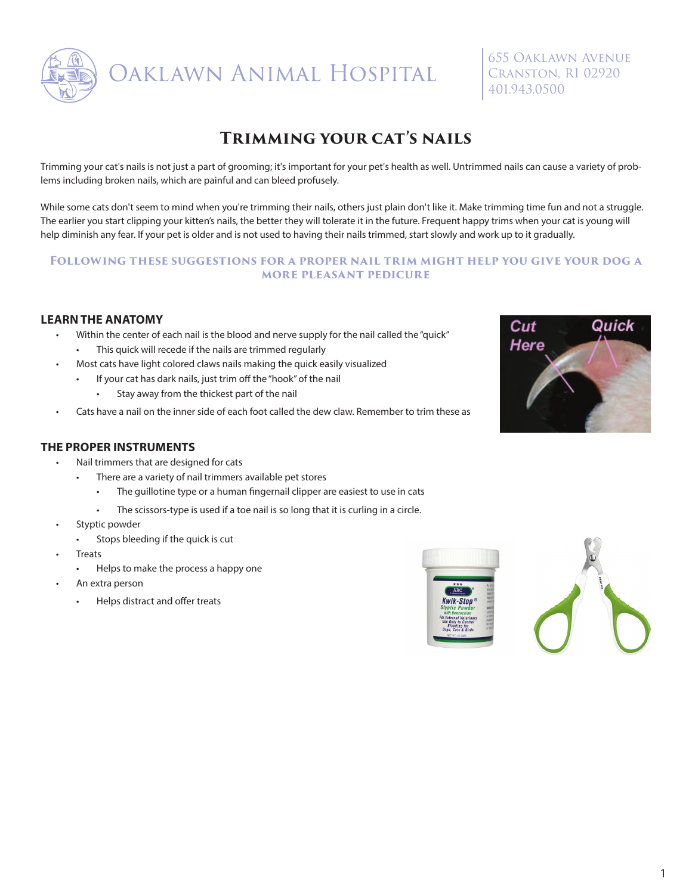# Oaklawn Animal Hospital

655 Oaklawn Avenue
Cranston, RI 02920
401.943.0500

## Trimming your cat's nails

Trimming your cat's nails is not just a part of grooming; it's important for your pet's health as well. Untrimmed nails can cause a variety of problems including broken nails, which are painful and can bleed profusely.

While some cats don't seem to mind when you're trimming their nails, others just plain don't like it. Make trimming time fun and not a struggle. The earlier you start clipping your kitten's nails, the better they will tolerate it in the future. Frequent happy trims when your cat is young will help diminish any fear. If your pet is older and is not used to having their nails trimmed, start slowly and work up to it gradually.

**Following these suggestions for a proper nail trim might help you give your dog a more pleasant pedicure**

### LEARN THE ANATOMY

- Within the center of each nail is the blood and nerve supply for the nail called the "quick"
  - This quick will recede if the nails are trimmed regularly
- Most cats have light colored claws nails making the quick easily visualized
  - If your cat has dark nails, just trim off the "hook" of the nail
    - Stay away from the thickest part of the nail
- Cats have a nail on the inner side of each foot called the dew claw. Remember to trim these as

### THE PROPER INSTRUMENTS

- Nail trimmers that are designed for cats
  - There are a variety of nail trimmers available pet stores
    - The guillotine type or a human fingernail clipper are easiest to use in cats
    - The scissors-type is used if a toe nail is so long that it is curling in a circle.
- Styptic powder
  - Stops bleeding if the quick is cut
- Treats
  - Helps to make the process a happy one
- An extra person
  - Helps distract and offer treats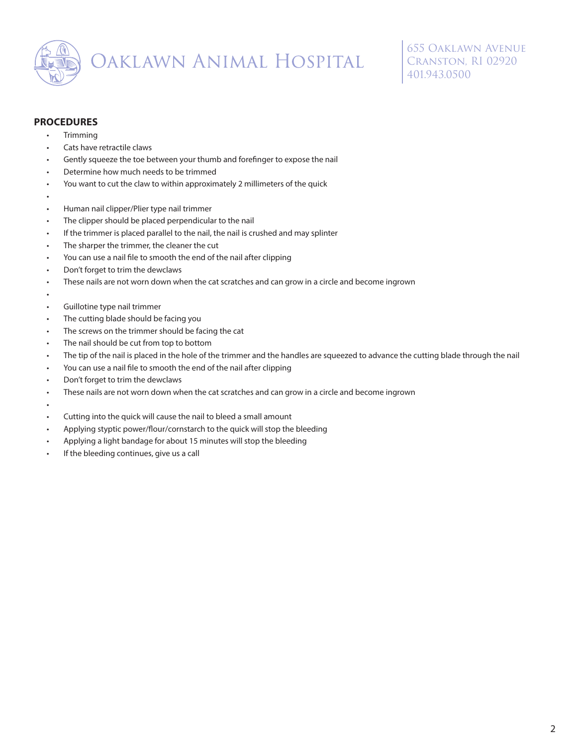**PROCEDURES**

- Trimming
- Cats have retractile claws
- Gently squeeze the toe between your thumb and forefinger to expose the nail
- Determine how much needs to be trimmed
- You want to cut the claw to within approximately 2 millimeters of the quick

- Human nail clipper/Plier type nail trimmer
- The clipper should be placed perpendicular to the nail
- If the trimmer is placed parallel to the nail, the nail is crushed and may splinter
- The sharper the trimmer, the cleaner the cut
- You can use a nail file to smooth the end of the nail after clipping
- Don't forget to trim the dewclaws
- These nails are not worn down when the cat scratches and can grow in a circle and become ingrown

- Guillotine type nail trimmer
- The cutting blade should be facing you
- The screws on the trimmer should be facing the cat
- The nail should be cut from top to bottom
- The tip of the nail is placed in the hole of the trimmer and the handles are squeezed to advance the cutting blade through the nail
- You can use a nail file to smooth the end of the nail after clipping
- Don't forget to trim the dewclaws
- These nails are not worn down when the cat scratches and can grow in a circle and become ingrown

- Cutting into the quick will cause the nail to bleed a small amount
- Applying styptic power/flour/cornstarch to the quick will stop the bleeding
- Applying a light bandage for about 15 minutes will stop the bleeding
- If the bleeding continues, give us a call